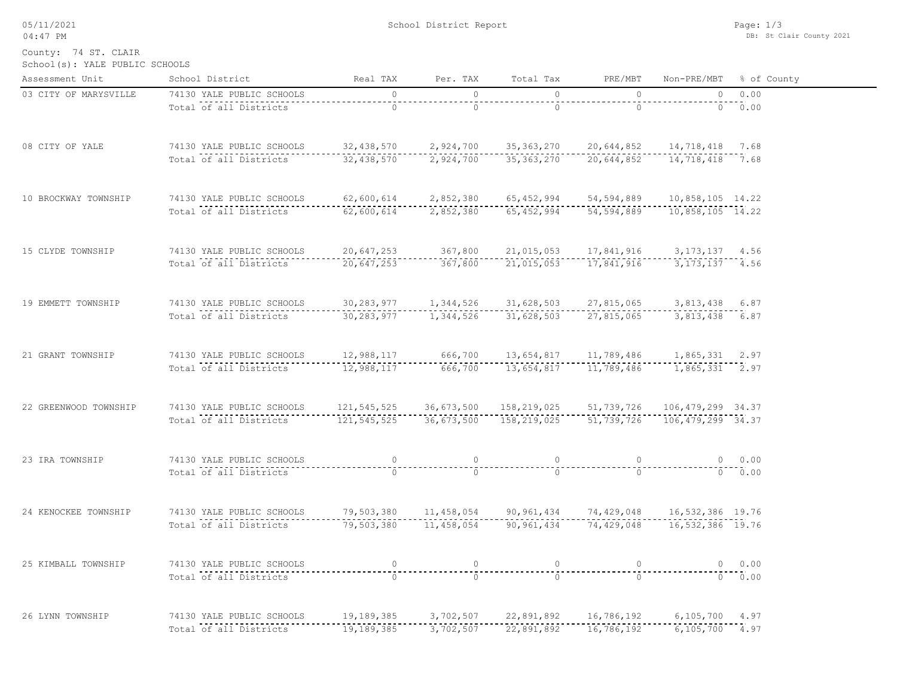# School District Report

County: 74 ST. CLAIR
School(s): YALE PUBLIC SCHOOLS

| Assessment Unit | School District | Real TAX | Per. TAX | Total Tax | PRE/MBT | Non-PRE/MBT | % of County |
|---|---|---|---|---|---|---|---|
| 03 CITY OF MARYSVILLE | 74130 YALE PUBLIC SCHOOLS | 0 | 0 | 0 | 0 | 0 | 0.00 |
| | Total of all Districts | 0 | 0 | 0 | 0 | 0 | 0.00 |
| 08 CITY OF YALE | 74130 YALE PUBLIC SCHOOLS | 32,438,570 | 2,924,700 | 35,363,270 | 20,644,852 | 14,718,418 | 7.68 |
| | Total of all Districts | 32,438,570 | 2,924,700 | 35,363,270 | 20,644,852 | 14,718,418 | 7.68 |
| 10 BROCKWAY TOWNSHIP | 74130 YALE PUBLIC SCHOOLS | 62,600,614 | 2,852,380 | 65,452,994 | 54,594,889 | 10,858,105 | 14.22 |
| | Total of all Districts | 62,600,614 | 2,852,380 | 65,452,994 | 54,594,889 | 10,858,105 | 14.22 |
| 15 CLYDE TOWNSHIP | 74130 YALE PUBLIC SCHOOLS | 20,647,253 | 367,800 | 21,015,053 | 17,841,916 | 3,173,137 | 4.56 |
| | Total of all Districts | 20,647,253 | 367,800 | 21,015,053 | 17,841,916 | 3,173,137 | 4.56 |
| 19 EMMETT TOWNSHIP | 74130 YALE PUBLIC SCHOOLS | 30,283,977 | 1,344,526 | 31,628,503 | 27,815,065 | 3,813,438 | 6.87 |
| | Total of all Districts | 30,283,977 | 1,344,526 | 31,628,503 | 27,815,065 | 3,813,438 | 6.87 |
| 21 GRANT TOWNSHIP | 74130 YALE PUBLIC SCHOOLS | 12,988,117 | 666,700 | 13,654,817 | 11,789,486 | 1,865,331 | 2.97 |
| | Total of all Districts | 12,988,117 | 666,700 | 13,654,817 | 11,789,486 | 1,865,331 | 2.97 |
| 22 GREENWOOD TOWNSHIP | 74130 YALE PUBLIC SCHOOLS | 121,545,525 | 36,673,500 | 158,219,025 | 51,739,726 | 106,479,299 | 34.37 |
| | Total of all Districts | 121,545,525 | 36,673,500 | 158,219,025 | 51,739,726 | 106,479,299 | 34.37 |
| 23 IRA TOWNSHIP | 74130 YALE PUBLIC SCHOOLS | 0 | 0 | 0 | 0 | 0 | 0.00 |
| | Total of all Districts | 0 | 0 | 0 | 0 | 0 | 0.00 |
| 24 KENOCKEE TOWNSHIP | 74130 YALE PUBLIC SCHOOLS | 79,503,380 | 11,458,054 | 90,961,434 | 74,429,048 | 16,532,386 | 19.76 |
| | Total of all Districts | 79,503,380 | 11,458,054 | 90,961,434 | 74,429,048 | 16,532,386 | 19.76 |
| 25 KIMBALL TOWNSHIP | 74130 YALE PUBLIC SCHOOLS | 0 | 0 | 0 | 0 | 0 | 0.00 |
| | Total of all Districts | 0 | 0 | 0 | 0 | 0 | 0.00 |
| 26 LYNN TOWNSHIP | 74130 YALE PUBLIC SCHOOLS | 19,189,385 | 3,702,507 | 22,891,892 | 16,786,192 | 6,105,700 | 4.97 |
| | Total of all Districts | 19,189,385 | 3,702,507 | 22,891,892 | 16,786,192 | 6,105,700 | 4.97 |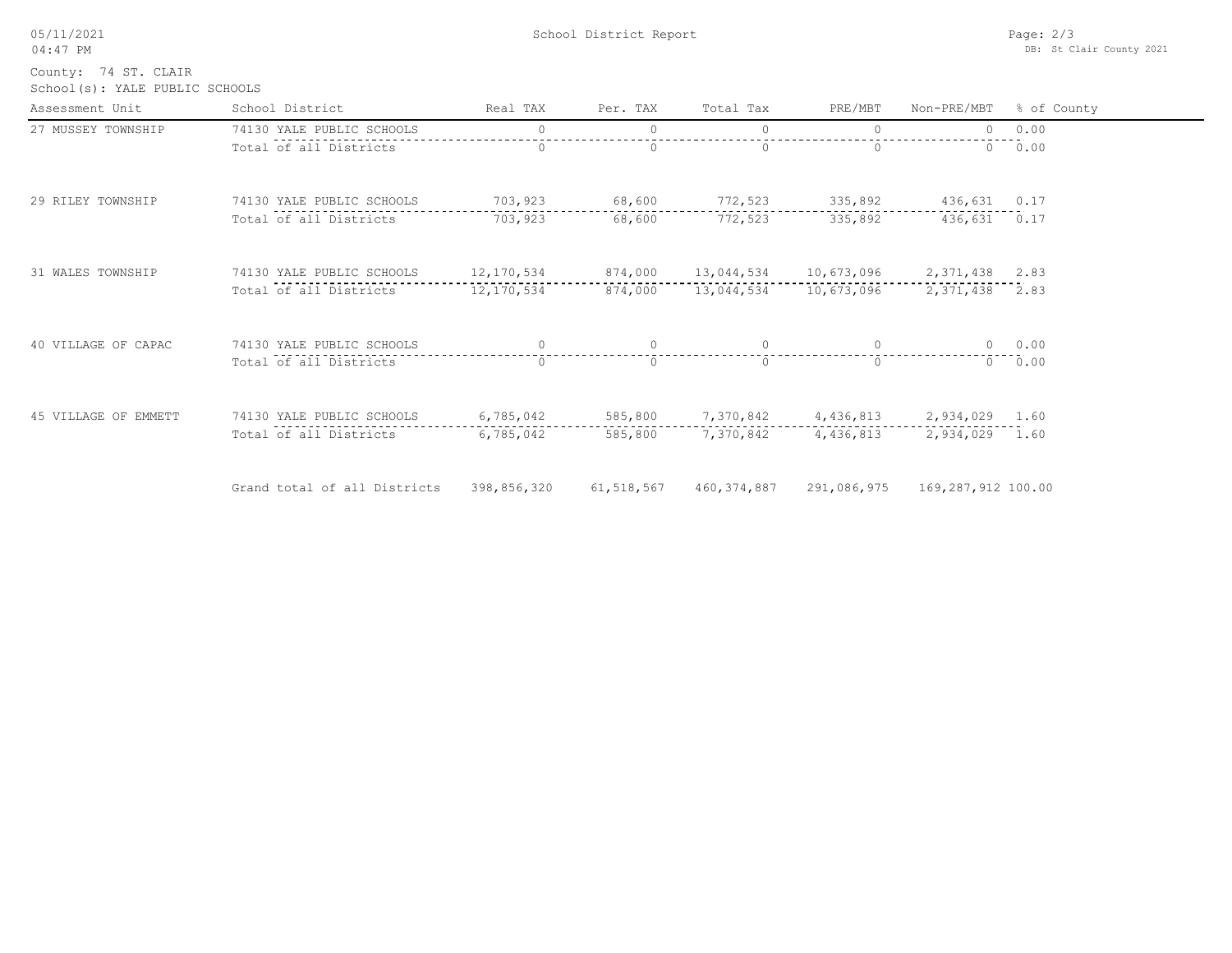County: 74 ST. CLAIR
School(s): YALE PUBLIC SCHOOLS

| Assessment Unit | School District | Real TAX | Per. TAX | Total Tax | PRE/MBT | Non-PRE/MBT | % of County |
|---|---|---|---|---|---|---|---|
| 27 MUSSEY TOWNSHIP | 74130 YALE PUBLIC SCHOOLS | 0 | 0 | 0 | 0 | 0 | 0.00 |
| | Total of all Districts | 0 | 0 | 0 | 0 | 0 | 0.00 |
| 29 RILEY TOWNSHIP | 74130 YALE PUBLIC SCHOOLS | 703,923 | 68,600 | 772,523 | 335,892 | 436,631 | 0.17 |
| | Total of all Districts | 703,923 | 68,600 | 772,523 | 335,892 | 436,631 | 0.17 |
| 31 WALES TOWNSHIP | 74130 YALE PUBLIC SCHOOLS | 12,170,534 | 874,000 | 13,044,534 | 10,673,096 | 2,371,438 | 2.83 |
| | Total of all Districts | 12,170,534 | 874,000 | 13,044,534 | 10,673,096 | 2,371,438 | 2.83 |
| 40 VILLAGE OF CAPAC | 74130 YALE PUBLIC SCHOOLS | 0 | 0 | 0 | 0 | 0 | 0.00 |
| | Total of all Districts | 0 | 0 | 0 | 0 | 0 | 0.00 |
| 45 VILLAGE OF EMMETT | 74130 YALE PUBLIC SCHOOLS | 6,785,042 | 585,800 | 7,370,842 | 4,436,813 | 2,934,029 | 1.60 |
| | Total of all Districts | 6,785,042 | 585,800 | 7,370,842 | 4,436,813 | 2,934,029 | 1.60 |
| | Grand total of all Districts | 398,856,320 | 61,518,567 | 460,374,887 | 291,086,975 | 169,287,912 | 100.00 |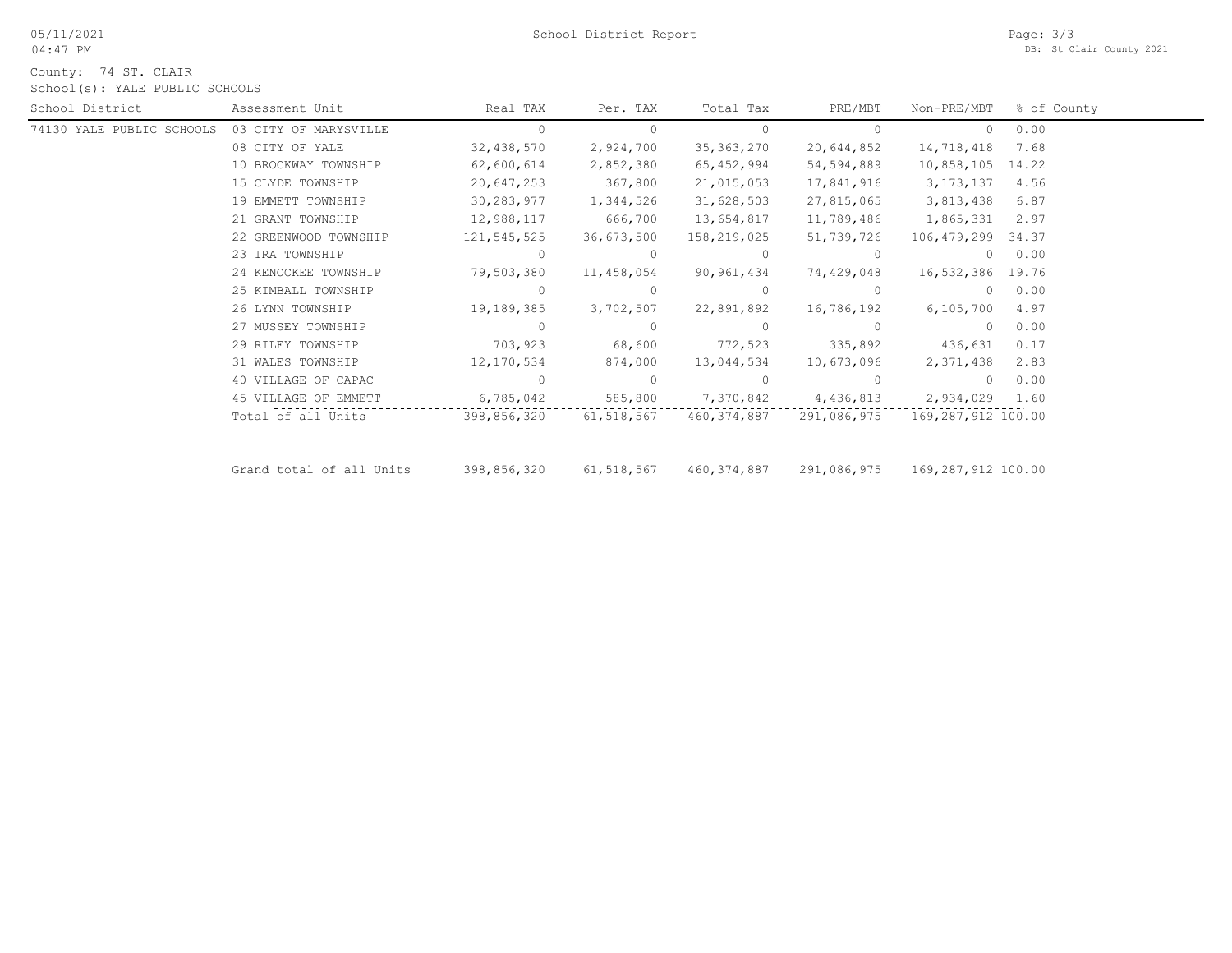School District Report

County: 74 ST. CLAIR

School(s): YALE PUBLIC SCHOOLS

| School District | Assessment Unit | Real TAX | Per. TAX | Total Tax | PRE/MBT | Non-PRE/MBT | % of County |
|---|---|---|---|---|---|---|---|
| 74130 YALE PUBLIC SCHOOLS | 03 CITY OF MARYSVILLE | 0 | 0 | 0 | 0 | 0 | 0.00 |
| | 08 CITY OF YALE | 32,438,570 | 2,924,700 | 35,363,270 | 20,644,852 | 14,718,418 | 7.68 |
| | 10 BROCKWAY TOWNSHIP | 62,600,614 | 2,852,380 | 65,452,994 | 54,594,889 | 10,858,105 | 14.22 |
| | 15 CLYDE TOWNSHIP | 20,647,253 | 367,800 | 21,015,053 | 17,841,916 | 3,173,137 | 4.56 |
| | 19 EMMETT TOWNSHIP | 30,283,977 | 1,344,526 | 31,628,503 | 27,815,065 | 3,813,438 | 6.87 |
| | 21 GRANT TOWNSHIP | 12,988,117 | 666,700 | 13,654,817 | 11,789,486 | 1,865,331 | 2.97 |
| | 22 GREENWOOD TOWNSHIP | 121,545,525 | 36,673,500 | 158,219,025 | 51,739,726 | 106,479,299 | 34.37 |
| | 23 IRA TOWNSHIP | 0 | 0 | 0 | 0 | 0 | 0.00 |
| | 24 KENOCKEE TOWNSHIP | 79,503,380 | 11,458,054 | 90,961,434 | 74,429,048 | 16,532,386 | 19.76 |
| | 25 KIMBALL TOWNSHIP | 0 | 0 | 0 | 0 | 0 | 0.00 |
| | 26 LYNN TOWNSHIP | 19,189,385 | 3,702,507 | 22,891,892 | 16,786,192 | 6,105,700 | 4.97 |
| | 27 MUSSEY TOWNSHIP | 0 | 0 | 0 | 0 | 0 | 0.00 |
| | 29 RILEY TOWNSHIP | 703,923 | 68,600 | 772,523 | 335,892 | 436,631 | 0.17 |
| | 31 WALES TOWNSHIP | 12,170,534 | 874,000 | 13,044,534 | 10,673,096 | 2,371,438 | 2.83 |
| | 40 VILLAGE OF CAPAC | 0 | 0 | 0 | 0 | 0 | 0.00 |
| | 45 VILLAGE OF EMMETT | 6,785,042 | 585,800 | 7,370,842 | 4,436,813 | 2,934,029 | 1.60 |
| | Total of all Units | 398,856,320 | 61,518,567 | 460,374,887 | 291,086,975 | 169,287,912 | 100.00 |
| | Grand total of all Units | 398,856,320 | 61,518,567 | 460,374,887 | 291,086,975 | 169,287,912 | 100.00 |